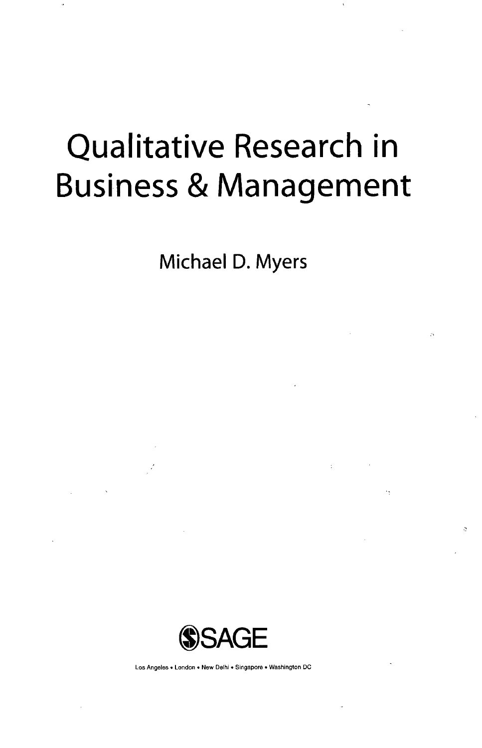# Qualitative Research in Business & Management

Michael D. Myers

SAGE

Los Angeles • London • New Delhi • Singapore • Washington DC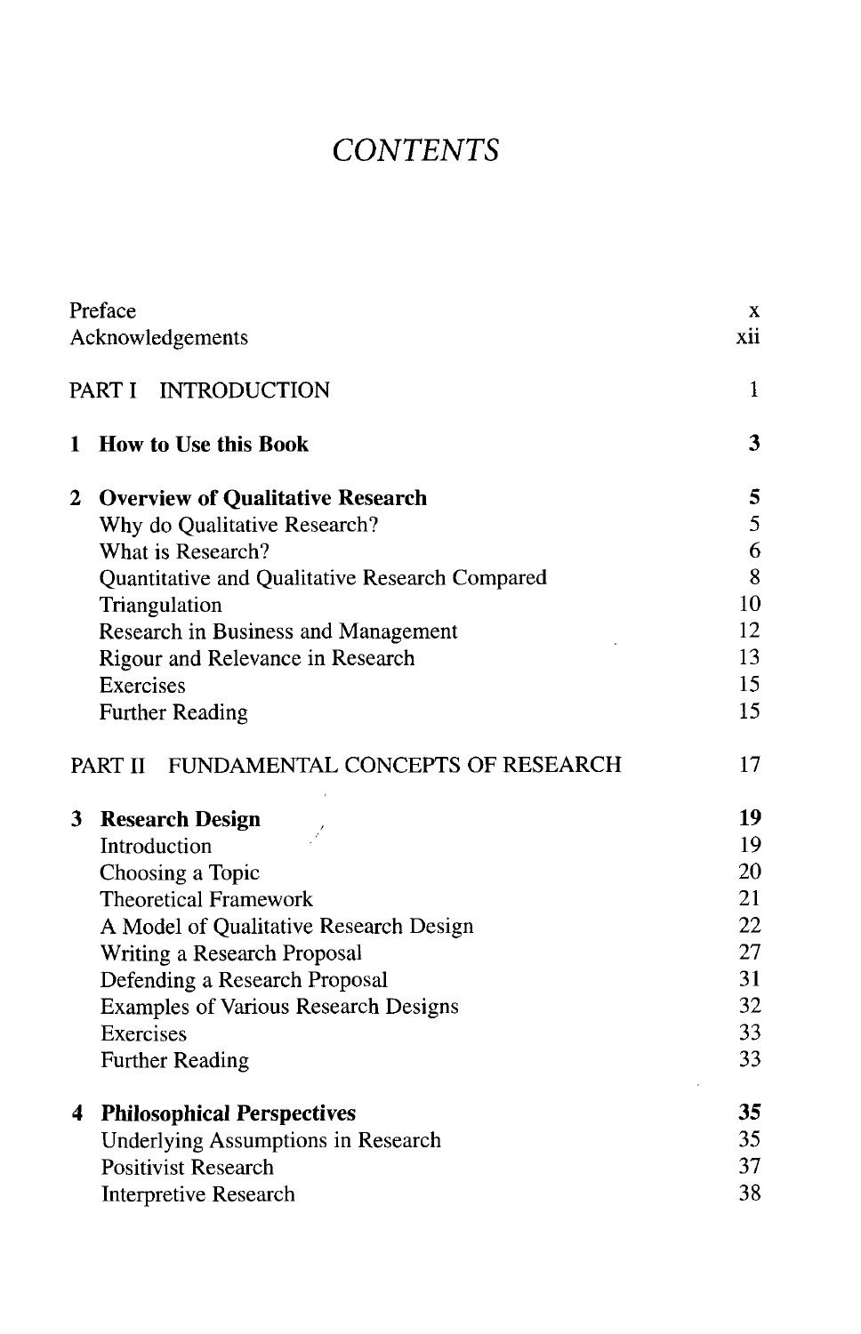# CONTENTS

| | |
|---|---|
| Preface | x |
| Acknowledgements | xii |
| PART I INTRODUCTION | 1 |
| **1 How to Use this Book** | **3** |
| **2 Overview of Qualitative Research** | **5** |
| Why do Qualitative Research? | 5 |
| What is Research? | 6 |
| Quantitative and Qualitative Research Compared | 8 |
| Triangulation | 10 |
| Research in Business and Management | 12 |
| Rigour and Relevance in Research | 13 |
| Exercises | 15 |
| Further Reading | 15 |
| PART II FUNDAMENTAL CONCEPTS OF RESEARCH | 17 |
| **3 Research Design** | **19** |
| Introduction | 19 |
| Choosing a Topic | 20 |
| Theoretical Framework | 21 |
| A Model of Qualitative Research Design | 22 |
| Writing a Research Proposal | 27 |
| Defending a Research Proposal | 31 |
| Examples of Various Research Designs | 32 |
| Exercises | 33 |
| Further Reading | 33 |
| **4 Philosophical Perspectives** | **35** |
| Underlying Assumptions in Research | 35 |
| Positivist Research | 37 |
| Interpretive Research | 38 |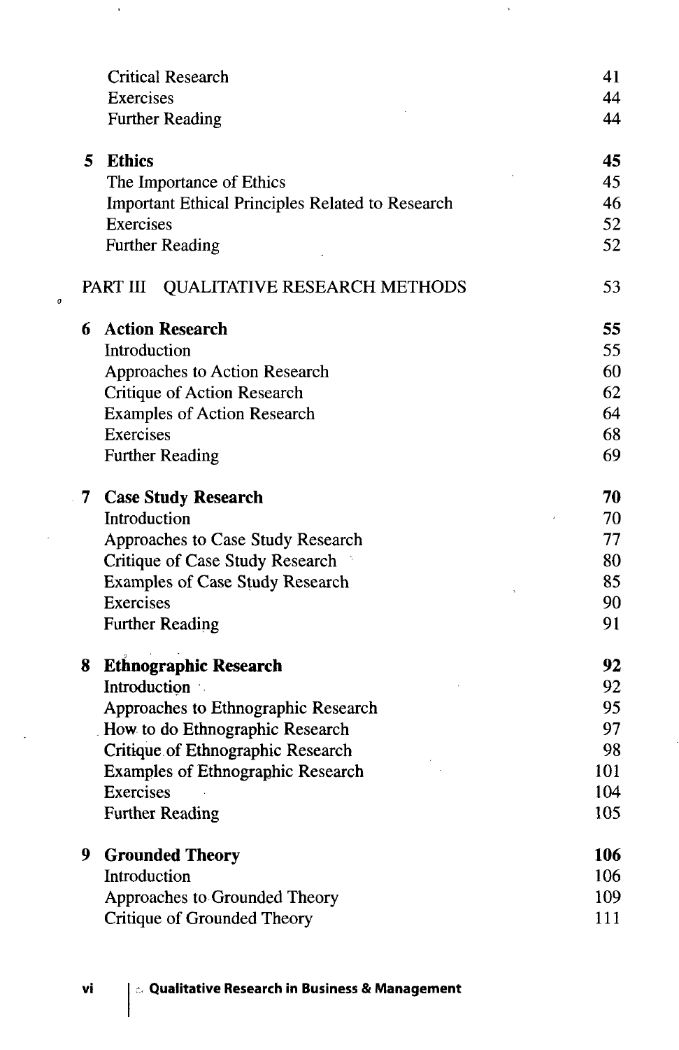| | | |
|---|---|---|
| | Critical Research | 41 |
| | Exercises | 44 |
| | Further Reading | 44 |
| **5** | **Ethics** | **45** |
| | The Importance of Ethics | 45 |
| | Important Ethical Principles Related to Research | 46 |
| | Exercises | 52 |
| | Further Reading | 52 |
| | PART III QUALITATIVE RESEARCH METHODS | 53 |
| **6** | **Action Research** | **55** |
| | Introduction | 55 |
| | Approaches to Action Research | 60 |
| | Critique of Action Research | 62 |
| | Examples of Action Research | 64 |
| | Exercises | 68 |
| | Further Reading | 69 |
| **7** | **Case Study Research** | **70** |
| | Introduction | 70 |
| | Approaches to Case Study Research | 77 |
| | Critique of Case Study Research | 80 |
| | Examples of Case Study Research | 85 |
| | Exercises | 90 |
| | Further Reading | 91 |
| **8** | **Ethnographic Research** | **92** |
| | Introduction | 92 |
| | Approaches to Ethnographic Research | 95 |
| | How to do Ethnographic Research | 97 |
| | Critique of Ethnographic Research | 98 |
| | Examples of Ethnographic Research | 101 |
| | Exercises | 104 |
| | Further Reading | 105 |
| **9** | **Grounded Theory** | **106** |
| | Introduction | 106 |
| | Approaches to Grounded Theory | 109 |
| | Critique of Grounded Theory | 111 |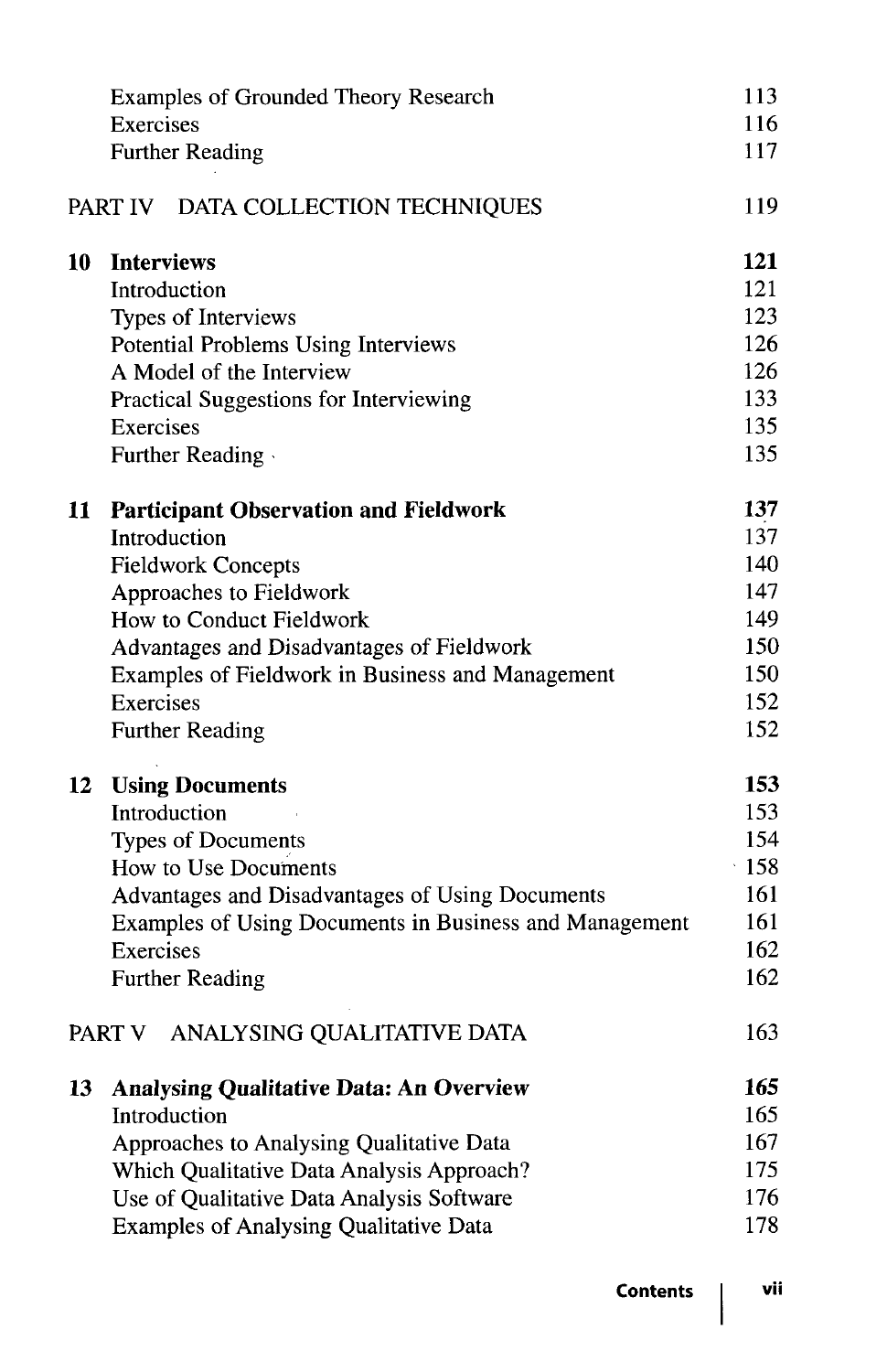| | |
|---|---|
| Examples of Grounded Theory Research | 113 |
| Exercises | 116 |
| Further Reading | 117 |
| PART IV DATA COLLECTION TECHNIQUES | 119 |
| **10 Interviews** | **121** |
| Introduction | 121 |
| Types of Interviews | 123 |
| Potential Problems Using Interviews | 126 |
| A Model of the Interview | 126 |
| Practical Suggestions for Interviewing | 133 |
| Exercises | 135 |
| Further Reading | 135 |
| **11 Participant Observation and Fieldwork** | **137** |
| Introduction | 137 |
| Fieldwork Concepts | 140 |
| Approaches to Fieldwork | 147 |
| How to Conduct Fieldwork | 149 |
| Advantages and Disadvantages of Fieldwork | 150 |
| Examples of Fieldwork in Business and Management | 150 |
| Exercises | 152 |
| Further Reading | 152 |
| **12 Using Documents** | **153** |
| Introduction | 153 |
| Types of Documents | 154 |
| How to Use Documents | 158 |
| Advantages and Disadvantages of Using Documents | 161 |
| Examples of Using Documents in Business and Management | 161 |
| Exercises | 162 |
| Further Reading | 162 |
| PART V ANALYSING QUALITATIVE DATA | 163 |
| **13 Analysing Qualitative Data: An Overview** | **165** |
| Introduction | 165 |
| Approaches to Analysing Qualitative Data | 167 |
| Which Qualitative Data Analysis Approach? | 175 |
| Use of Qualitative Data Analysis Software | 176 |
| Examples of Analysing Qualitative Data | 178 |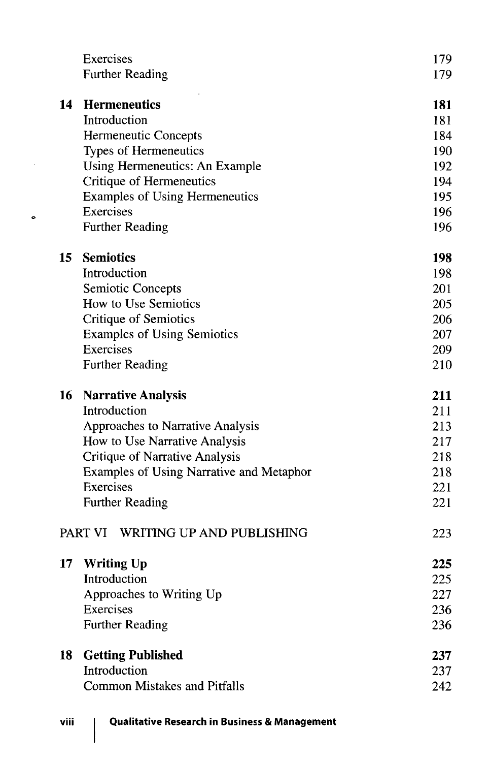| | | |
|---|---|---|
| | Exercises | 179 |
| | Further Reading | 179 |
| **14** | **Hermeneutics** | **181** |
| | Introduction | 181 |
| | Hermeneutic Concepts | 184 |
| | Types of Hermeneutics | 190 |
| | Using Hermeneutics: An Example | 192 |
| | Critique of Hermeneutics | 194 |
| | Examples of Using Hermeneutics | 195 |
| | Exercises | 196 |
| | Further Reading | 196 |
| **15** | **Semiotics** | **198** |
| | Introduction | 198 |
| | Semiotic Concepts | 201 |
| | How to Use Semiotics | 205 |
| | Critique of Semiotics | 206 |
| | Examples of Using Semiotics | 207 |
| | Exercises | 209 |
| | Further Reading | 210 |
| **16** | **Narrative Analysis** | **211** |
| | Introduction | 211 |
| | Approaches to Narrative Analysis | 213 |
| | How to Use Narrative Analysis | 217 |
| | Critique of Narrative Analysis | 218 |
| | Examples of Using Narrative and Metaphor | 218 |
| | Exercises | 221 |
| | Further Reading | 221 |
| PART VI | WRITING UP AND PUBLISHING | 223 |
| **17** | **Writing Up** | **225** |
| | Introduction | 225 |
| | Approaches to Writing Up | 227 |
| | Exercises | 236 |
| | Further Reading | 236 |
| **18** | **Getting Published** | **237** |
| | Introduction | 237 |
| | Common Mistakes and Pitfalls | 242 |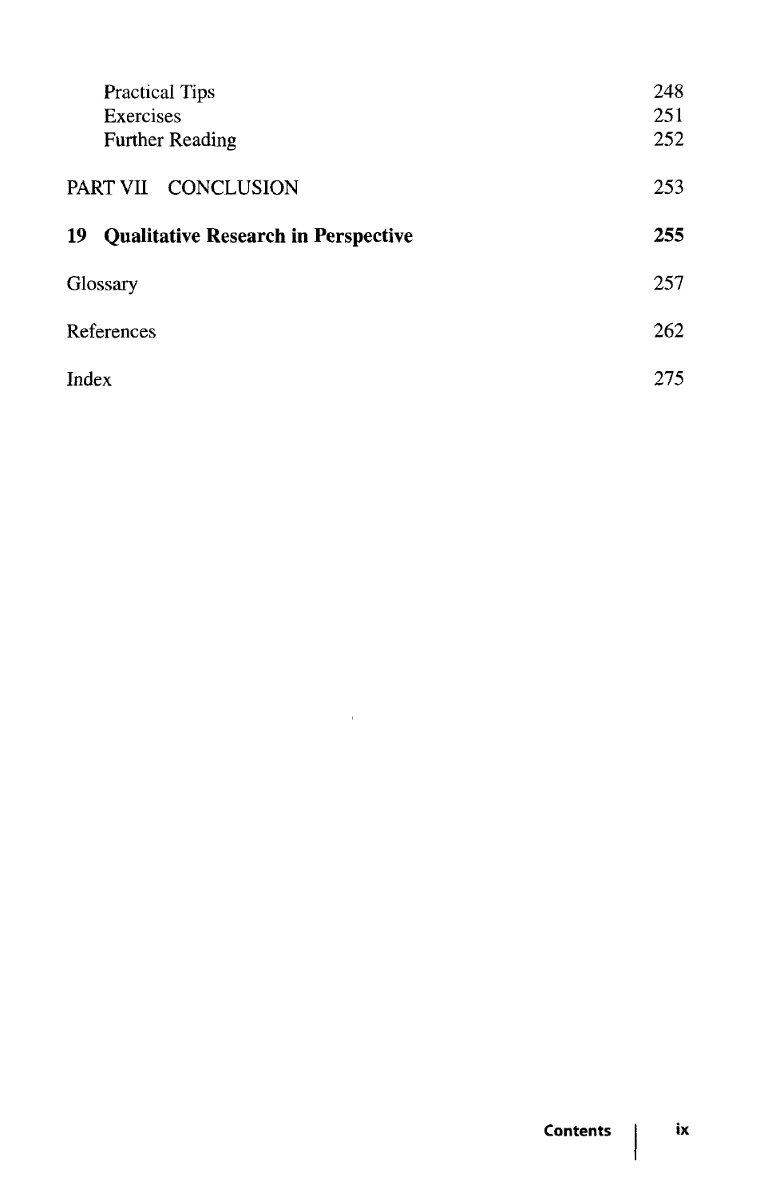Practical Tips 248
Exercises 251
Further Reading 252

PART VII CONCLUSION 253

**19 Qualitative Research in Perspective** **255**

Glossary 257

References 262

Index 275